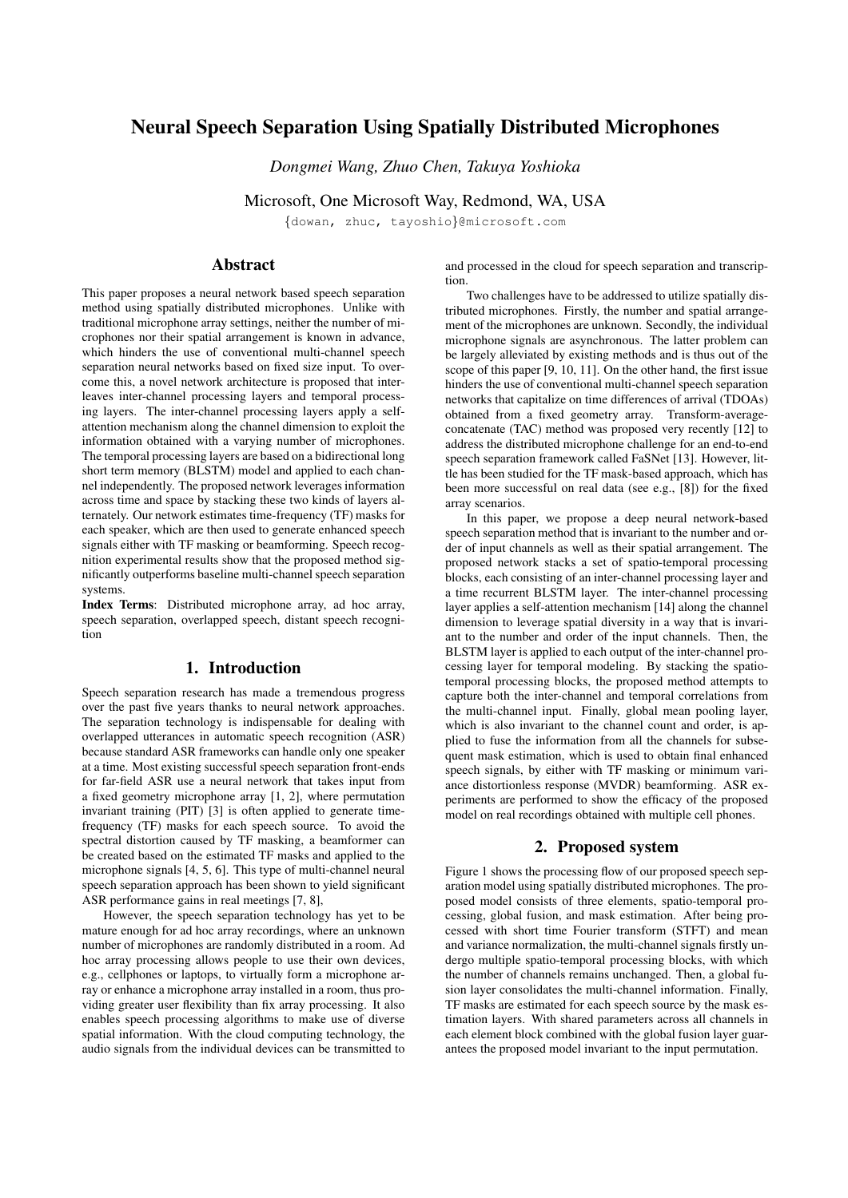# Neural Speech Separation Using Spatially Distributed Microphones

*Dongmei Wang, Zhuo Chen, Takuya Yoshioka*

Microsoft, One Microsoft Way, Redmond, WA, USA

{dowan, zhuc, tayoshio}@microsoft.com

## Abstract

This paper proposes a neural network based speech separation method using spatially distributed microphones. Unlike with traditional microphone array settings, neither the number of microphones nor their spatial arrangement is known in advance, which hinders the use of conventional multi-channel speech separation neural networks based on fixed size input. To overcome this, a novel network architecture is proposed that interleaves inter-channel processing layers and temporal processing layers. The inter-channel processing layers apply a self-attention mechanism along the channel dimension to exploit the information obtained with a varying number of microphones. The temporal processing layers are based on a bidirectional long short term memory (BLSTM) model and applied to each channel independently. The proposed network leverages information across time and space by stacking these two kinds of layers alternately. Our network estimates time-frequency (TF) masks for each speaker, which are then used to generate enhanced speech signals either with TF masking or beamforming. Speech recognition experimental results show that the proposed method significantly outperforms baseline multi-channel speech separation systems.

**Index Terms**: Distributed microphone array, ad hoc array, speech separation, overlapped speech, distant speech recognition

## 1. Introduction

Speech separation research has made a tremendous progress over the past five years thanks to neural network approaches. The separation technology is indispensable for dealing with overlapped utterances in automatic speech recognition (ASR) because standard ASR frameworks can handle only one speaker at a time. Most existing successful speech separation front-ends for far-field ASR use a neural network that takes input from a fixed geometry microphone array [1, 2], where permutation invariant training (PIT) [3] is often applied to generate time-frequency (TF) masks for each speech source. To avoid the spectral distortion caused by TF masking, a beamformer can be created based on the estimated TF masks and applied to the microphone signals [4, 5, 6]. This type of multi-channel neural speech separation approach has been shown to yield significant ASR performance gains in real meetings [7, 8].

However, the speech separation technology has yet to be mature enough for ad hoc array recordings, where an unknown number of microphones are randomly distributed in a room. Ad hoc array processing allows people to use their own devices, e.g., cellphones or laptops, to virtually form a microphone array or enhance a microphone array installed in a room, thus providing greater user flexibility than fix array processing. It also enables speech processing algorithms to make use of diverse spatial information. With the cloud computing technology, the audio signals from the individual devices can be transmitted to and processed in the cloud for speech separation and transcription.

Two challenges have to be addressed to utilize spatially distributed microphones. Firstly, the number and spatial arrangement of the microphones are unknown. Secondly, the individual microphone signals are asynchronous. The latter problem can be largely alleviated by existing methods and is thus out of the scope of this paper [9, 10, 11]. On the other hand, the first issue hinders the use of conventional multi-channel speech separation networks that capitalize on time differences of arrival (TDOAs) obtained from a fixed geometry array. Transform-average-concatenate (TAC) method was proposed very recently [12] to address the distributed microphone challenge for an end-to-end speech separation framework called FaSNet [13]. However, little has been studied for the TF mask-based approach, which has been more successful on real data (see e.g., [8]) for the fixed array scenarios.

In this paper, we propose a deep neural network-based speech separation method that is invariant to the number and order of input channels as well as their spatial arrangement. The proposed network stacks a set of spatio-temporal processing blocks, each consisting of an inter-channel processing layer and a time recurrent BLSTM layer. The inter-channel processing layer applies a self-attention mechanism [14] along the channel dimension to leverage spatial diversity in a way that is invariant to the number and order of the input channels. Then, the BLSTM layer is applied to each output of the inter-channel processing layer for temporal modeling. By stacking the spatio-temporal processing blocks, the proposed method attempts to capture both the inter-channel and temporal correlations from the multi-channel input. Finally, global mean pooling layer, which is also invariant to the channel count and order, is applied to fuse the information from all the channels for subsequent mask estimation, which is used to obtain final enhanced speech signals, by either with TF masking or minimum variance distortionless response (MVDR) beamforming. ASR experiments are performed to show the efficacy of the proposed model on real recordings obtained with multiple cell phones.

## 2. Proposed system

Figure 1 shows the processing flow of our proposed speech separation model using spatially distributed microphones. The proposed model consists of three elements, spatio-temporal processing, global fusion, and mask estimation. After being processed with short time Fourier transform (STFT) and mean and variance normalization, the multi-channel signals firstly undergo multiple spatio-temporal processing blocks, with which the number of channels remains unchanged. Then, a global fusion layer consolidates the multi-channel information. Finally, TF masks are estimated for each speech source by the mask estimation layers. With shared parameters across all channels in each element block combined with the global fusion layer guarantees the proposed model invariant to the input permutation.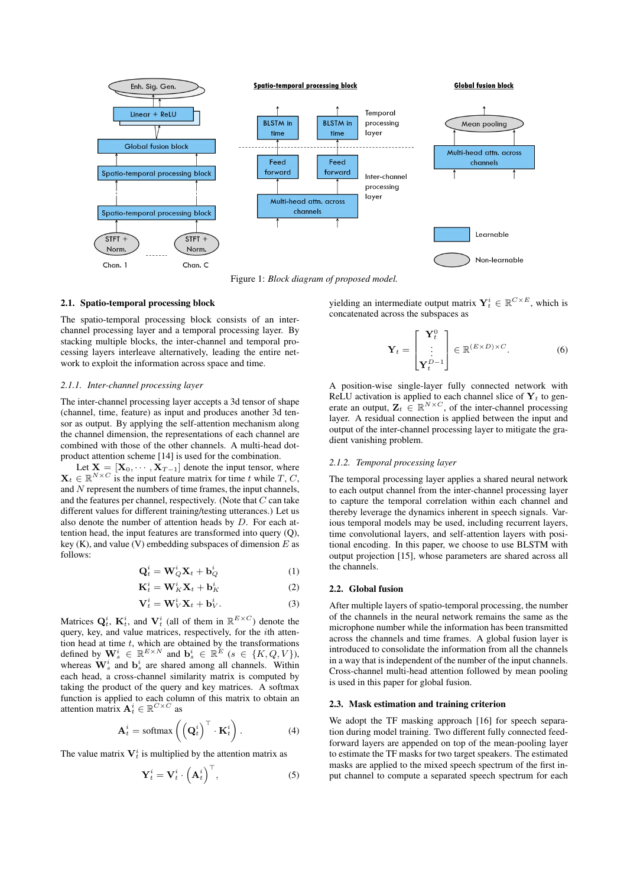Figure 1: *Block diagram of proposed model.*

### 2.1. Spatio-temporal processing block

The spatio-temporal processing block consists of an inter-channel processing layer and a temporal processing layer. By stacking multiple blocks, the inter-channel and temporal processing layers interleave alternatively, leading the entire network to exploit the information across space and time.

#### 2.1.1. Inter-channel processing layer

The inter-channel processing layer accepts a 3d tensor of shape (channel, time, feature) as input and produces another 3d tensor as output. By applying the self-attention mechanism along the channel dimension, the representations of each channel are combined with those of the other channels. A multi-head dot-product attention scheme [14] is used for the combination.

Let $\mathbf{X} = [\mathbf{X}_0, \cdots, \mathbf{X}_{T-1}]$ denote the input tensor, where $\mathbf{X}_t \in \mathbb{R}^{N \times C}$ is the input feature matrix for time $t$ while $T$, $C$, and $N$ represent the numbers of time frames, the input channels, and the features per channel, respectively. (Note that $C$ can take different values for different training/testing utterances.) Let us also denote the number of attention heads by $D$. For each attention head, the input features are transformed into query (Q), key (K), and value (V) embedding subspaces of dimension $E$ as follows:

$$\mathbf{Q}_t^i = \mathbf{W}_Q^i \mathbf{X}_t + \mathbf{b}_Q^i \tag{1}$$

$$\mathbf{K}_t^i = \mathbf{W}_K^i \mathbf{X}_t + \mathbf{b}_K^i \tag{2}$$

$$\mathbf{V}_t^i = \mathbf{W}_V^i \mathbf{X}_t + \mathbf{b}_V^i. \tag{3}$$

Matrices $\mathbf{Q}_t^i$, $\mathbf{K}_t^i$, and $\mathbf{V}_t^i$ (all of them in $\mathbb{R}^{E \times C}$) denote the query, key, and value matrices, respectively, for the $i$th attention head at time $t$, which are obtained by the transformations defined by $\mathbf{W}_s^i \in \mathbb{R}^{E \times N}$ and $\mathbf{b}_s^i \in \mathbb{R}^E$ ($s \in \{K, Q, V\}$), whereas $\mathbf{W}_s^i$ and $\mathbf{b}_s^i$ are shared among all channels. Within each head, a cross-channel similarity matrix is computed by taking the product of the query and key matrices. A softmax function is applied to each column of this matrix to obtain an attention matrix $\mathbf{A}_t^i \in \mathbb{R}^{C \times C}$ as

$$\mathbf{A}_t^i = \text{softmax}\left( \left(\mathbf{Q}_t^i\right)^\top \cdot \mathbf{K}_t^i \right). \tag{4}$$

The value matrix $\mathbf{V}_t^i$ is multiplied by the attention matrix as

$$\mathbf{Y}_t^i = \mathbf{V}_t^i \cdot \left(\mathbf{A}_t^i\right)^\top, \tag{5}$$

yielding an intermediate output matrix $\mathbf{Y}_t^i \in \mathbb{R}^{C \times E}$, which is concatenated across the subspaces as

$$\mathbf{Y}_t = \begin{bmatrix} \mathbf{Y}_t^0 \\ \vdots \\ \mathbf{Y}_t^{D-1} \end{bmatrix} \in \mathbb{R}^{(E \times D) \times C}. \tag{6}$$

A position-wise single-layer fully connected network with ReLU activation is applied to each channel slice of $\mathbf{Y}_t$ to generate an output, $\mathbf{Z}_t \in \mathbb{R}^{N \times C}$, of the inter-channel processing layer. A residual connection is applied between the input and output of the inter-channel processing layer to mitigate the gradient vanishing problem.

#### 2.1.2. Temporal processing layer

The temporal processing layer applies a shared neural network to each output channel from the inter-channel processing layer to capture the temporal correlation within each channel and thereby leverage the dynamics inherent in speech signals. Various temporal models may be used, including recurrent layers, time convolutional layers, and self-attention layers with positional encoding. In this paper, we choose to use BLSTM with output projection [15], whose parameters are shared across all the channels.

### 2.2. Global fusion

After multiple layers of spatio-temporal processing, the number of the channels in the neural network remains the same as the microphone number while the information has been transmitted across the channels and time frames. A global fusion layer is introduced to consolidate the information from all the channels in a way that is independent of the number of the input channels. Cross-channel multi-head attention followed by mean pooling is used in this paper for global fusion.

### 2.3. Mask estimation and training criterion

We adopt the TF masking approach [16] for speech separation during model training. Two different fully connected feed-forward layers are appended on top of the mean-pooling layer to estimate the TF masks for two target speakers. The estimated masks are applied to the mixed speech spectrum of the first input channel to compute a separated speech spectrum for each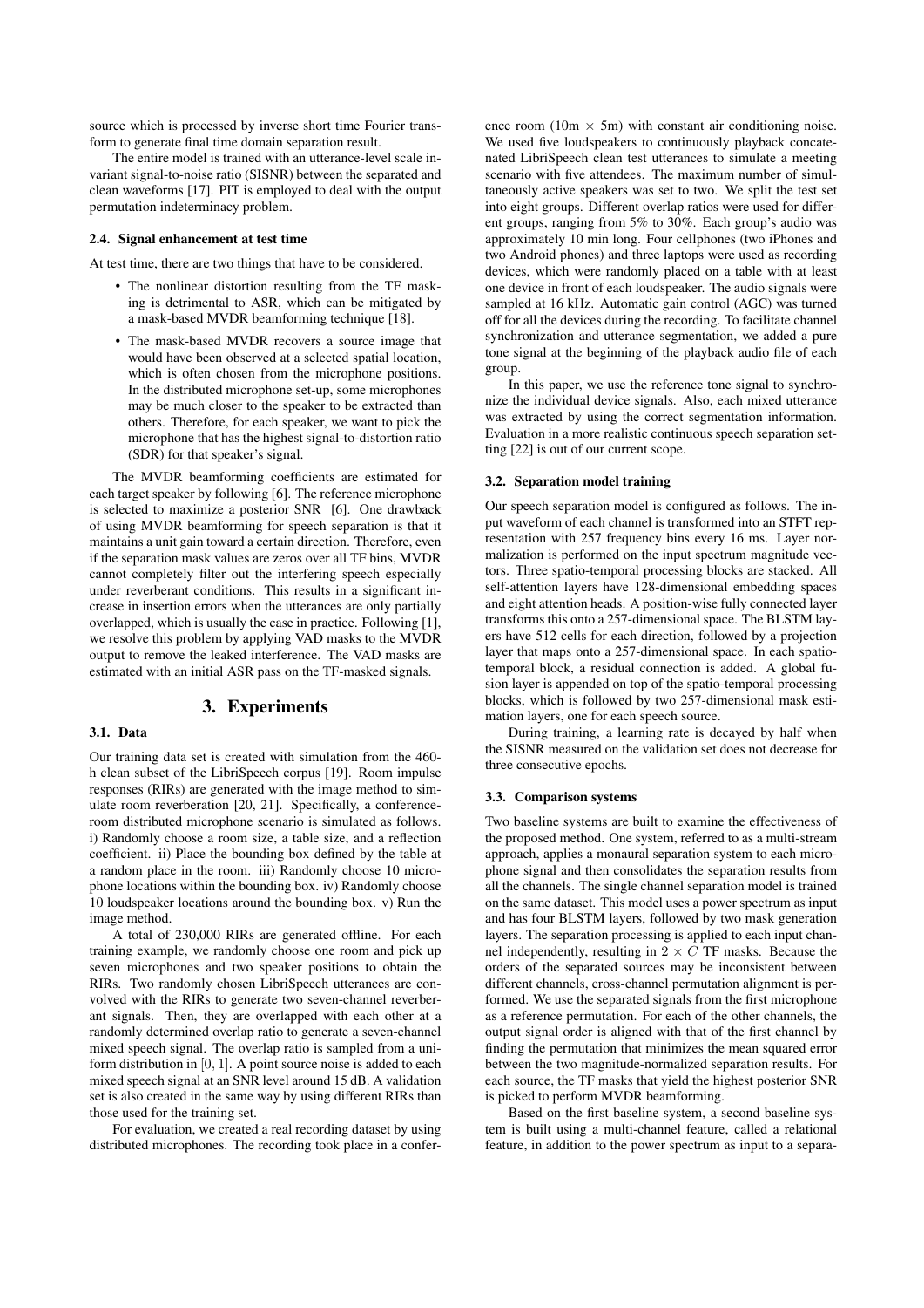source which is processed by inverse short time Fourier transform to generate final time domain separation result.

The entire model is trained with an utterance-level scale invariant signal-to-noise ratio (SISNR) between the separated and clean waveforms [17]. PIT is employed to deal with the output permutation indeterminacy problem.

### 2.4. Signal enhancement at test time

At test time, there are two things that have to be considered.

- The nonlinear distortion resulting from the TF masking is detrimental to ASR, which can be mitigated by a mask-based MVDR beamforming technique [18].
- The mask-based MVDR recovers a source image that would have been observed at a selected spatial location, which is often chosen from the microphone positions. In the distributed microphone set-up, some microphones may be much closer to the speaker to be extracted than others. Therefore, for each speaker, we want to pick the microphone that has the highest signal-to-distortion ratio (SDR) for that speaker's signal.

The MVDR beamforming coefficients are estimated for each target speaker by following [6]. The reference microphone is selected to maximize a posterior SNR [6]. One drawback of using MVDR beamforming for speech separation is that it maintains a unit gain toward a certain direction. Therefore, even if the separation mask values are zeros over all TF bins, MVDR cannot completely filter out the interfering speech especially under reverberant conditions. This results in a significant increase in insertion errors when the utterances are only partially overlapped, which is usually the case in practice. Following [1], we resolve this problem by applying VAD masks to the MVDR output to remove the leaked interference. The VAD masks are estimated with an initial ASR pass on the TF-masked signals.

## 3. Experiments

### 3.1. Data

Our training data set is created with simulation from the 460-h clean subset of the LibriSpeech corpus [19]. Room impulse responses (RIRs) are generated with the image method to simulate room reverberation [20, 21]. Specifically, a conference-room distributed microphone scenario is simulated as follows. i) Randomly choose a room size, a table size, and a reflection coefficient. ii) Place the bounding box defined by the table at a random place in the room. iii) Randomly choose 10 microphone locations within the bounding box. iv) Randomly choose 10 loudspeaker locations around the bounding box. v) Run the image method.

A total of 230,000 RIRs are generated offline. For each training example, we randomly choose one room and pick up seven microphones and two speaker positions to obtain the RIRs. Two randomly chosen LibriSpeech utterances are convolved with the RIRs to generate two seven-channel reverberant signals. Then, they are overlapped with each other at a randomly determined overlap ratio to generate a seven-channel mixed speech signal. The overlap ratio is sampled from a uniform distribution in $[0, 1]$. A point source noise is added to each mixed speech signal at an SNR level around 15 dB. A validation set is also created in the same way by using different RIRs than those used for the training set.

For evaluation, we created a real recording dataset by using distributed microphones. The recording took place in a conference room (10m $\times$ 5m) with constant air conditioning noise. We used five loudspeakers to continuously playback concatenated LibriSpeech clean test utterances to simulate a meeting scenario with five attendees. The maximum number of simultaneously active speakers was set to two. We split the test set into eight groups. Different overlap ratios were used for different groups, ranging from 5% to 30%. Each group's audio was approximately 10 min long. Four cellphones (two iPhones and two Android phones) and three laptops were used as recording devices, which were randomly placed on a table with at least one device in front of each loudspeaker. The audio signals were sampled at 16 kHz. Automatic gain control (AGC) was turned off for all the devices during the recording. To facilitate channel synchronization and utterance segmentation, we added a pure tone signal at the beginning of the playback audio file of each group.

In this paper, we use the reference tone signal to synchronize the individual device signals. Also, each mixed utterance was extracted by using the correct segmentation information. Evaluation in a more realistic continuous speech separation setting [22] is out of our current scope.

### 3.2. Separation model training

Our speech separation model is configured as follows. The input waveform of each channel is transformed into an STFT representation with 257 frequency bins every 16 ms. Layer normalization is performed on the input spectrum magnitude vectors. Three spatio-temporal processing blocks are stacked. All self-attention layers have 128-dimensional embedding spaces and eight attention heads. A position-wise fully connected layer transforms this onto a 257-dimensional space. The BLSTM layers have 512 cells for each direction, followed by a projection layer that maps onto a 257-dimensional space. In each spatio-temporal block, a residual connection is added. A global fusion layer is appended on top of the spatio-temporal processing blocks, which is followed by two 257-dimensional mask estimation layers, one for each speech source.

During training, a learning rate is decayed by half when the SISNR measured on the validation set does not decrease for three consecutive epochs.

### 3.3. Comparison systems

Two baseline systems are built to examine the effectiveness of the proposed method. One system, referred to as a multi-stream approach, applies a monaural separation system to each microphone signal and then consolidates the separation results from all the channels. The single channel separation model is trained on the same dataset. This model uses a power spectrum as input and has four BLSTM layers, followed by two mask generation layers. The separation processing is applied to each input channel independently, resulting in $2 \times C$ TF masks. Because the orders of the separated sources may be inconsistent between different channels, cross-channel permutation alignment is performed. We use the separated signals from the first microphone as a reference permutation. For each of the other channels, the output signal order is aligned with that of the first channel by finding the permutation that minimizes the mean squared error between the two magnitude-normalized separation results. For each source, the TF masks that yield the highest posterior SNR is picked to perform MVDR beamforming.

Based on the first baseline system, a second baseline system is built using a multi-channel feature, called a relational feature, in addition to the power spectrum as input to a separa-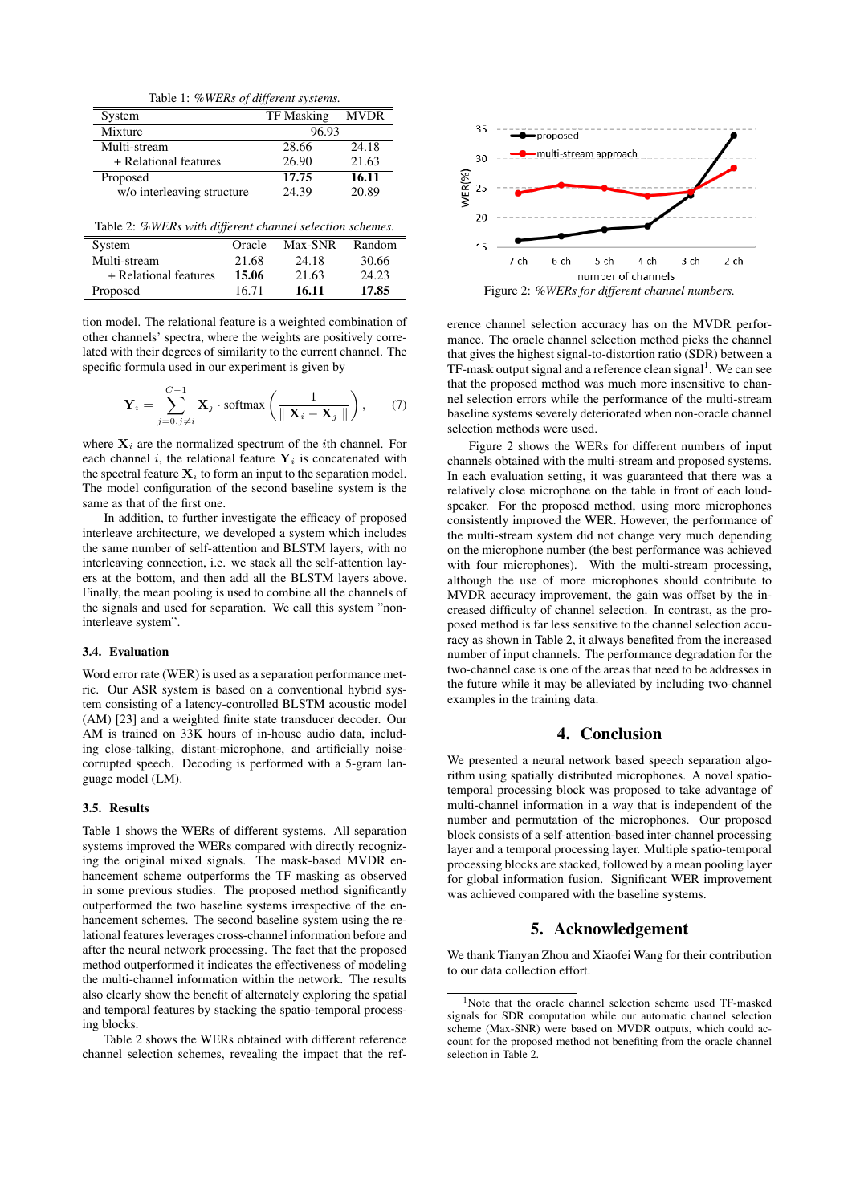Table 1: *%WERs of different systems.*

| System | TF Masking | MVDR |
|---|---|---|
| Mixture | 96.93 | |
| Multi-stream | 28.66 | 24.18 |
| + Relational features | 26.90 | 21.63 |
| Proposed | **17.75** | **16.11** |
| w/o interleaving structure | 24.39 | 20.89 |

Table 2: *%WERs with different channel selection schemes.*

| System | Oracle | Max-SNR | Random |
|---|---|---|---|
| Multi-stream | 21.68 | 24.18 | 30.66 |
| + Relational features | **15.06** | 21.63 | 24.23 |
| Proposed | 16.71 | **16.11** | **17.85** |

tion model. The relational feature is a weighted combination of other channels' spectra, where the weights are positively correlated with their degrees of similarity to the current channel. The specific formula used in our experiment is given by

$$\mathbf{Y}_i = \sum_{j=0, j\neq i}^{C-1} \mathbf{X}_j \cdot \mathrm{softmax}\left(\frac{1}{\| \mathbf{X}_i - \mathbf{X}_j \|}\right), \tag{7}$$

where $\mathbf{X}_i$ are the normalized spectrum of the $i$th channel. For each channel $i$, the relational feature $\mathbf{Y}_i$ is concatenated with the spectral feature $\mathbf{X}_i$ to form an input to the separation model. The model configuration of the second baseline system is the same as that of the first one.

In addition, to further investigate the efficacy of proposed interleave architecture, we developed a system which includes the same number of self-attention and BLSTM layers, with no interleaving connection, i.e. we stack all the self-attention layers at the bottom, and then add all the BLSTM layers above. Finally, the mean pooling is used to combine all the channels of the signals and used for separation. We call this system "non-interleave system".

### 3.4. Evaluation

Word error rate (WER) is used as a separation performance metric. Our ASR system is based on a conventional hybrid system consisting of a latency-controlled BLSTM acoustic model (AM) [23] and a weighted finite state transducer decoder. Our AM is trained on 33K hours of in-house audio data, including close-talking, distant-microphone, and artificially noise-corrupted speech. Decoding is performed with a 5-gram language model (LM).

### 3.5. Results

Table 1 shows the WERs of different systems. All separation systems improved the WERs compared with directly recognizing the original mixed signals. The mask-based MVDR enhancement scheme outperforms the TF masking as observed in some previous studies. The proposed method significantly outperformed the two baseline systems irrespective of the enhancement schemes. The second baseline system using the relational features leverages cross-channel information before and after the neural network processing. The fact that the proposed method outperformed it indicates the effectiveness of modeling the multi-channel information within the network. The results also clearly show the benefit of alternately exploring the spatial and temporal features by stacking the spatio-temporal processing blocks.

Table 2 shows the WERs obtained with different reference channel selection schemes, revealing the impact that the reference channel selection accuracy has on the MVDR performance. The oracle channel selection method picks the channel that gives the highest signal-to-distortion ratio (SDR) between a TF-mask output signal and a reference clean signal[1]. We can see that the proposed method was much more insensitive to channel selection errors while the performance of the multi-stream baseline systems severely deteriorated when non-oracle channel selection methods were used.

Figure 2: *%WERs for different channel numbers.*

Figure 2 shows the WERs for different numbers of input channels obtained with the multi-stream and proposed systems. In each evaluation setting, it was guaranteed that there was a relatively close microphone on the table in front of each loudspeaker. For the proposed method, using more microphones consistently improved the WER. However, the performance of the multi-stream system did not change very much depending on the microphone number (the best performance was achieved with four microphones). With the multi-stream processing, although the use of more microphones should contribute to MVDR accuracy improvement, the gain was offset by the increased difficulty of channel selection. In contrast, as the proposed method is far less sensitive to the channel selection accuracy as shown in Table 2, it always benefited from the increased number of input channels. The performance degradation for the two-channel case is one of the areas that need to be addresses in the future while it may be alleviated by including two-channel examples in the training data.

## 4. Conclusion

We presented a neural network based speech separation algorithm using spatially distributed microphones. A novel spatio-temporal processing block was proposed to take advantage of multi-channel information in a way that is independent of the number and permutation of the microphones. Our proposed block consists of a self-attention-based inter-channel processing layer and a temporal processing layer. Multiple spatio-temporal processing blocks are stacked, followed by a mean pooling layer for global information fusion. Significant WER improvement was achieved compared with the baseline systems.

## 5. Acknowledgement

We thank Tianyan Zhou and Xiaofei Wang for their contribution to our data collection effort.

[1] Note that the oracle channel selection scheme used TF-masked signals for SDR computation while our automatic channel selection scheme (Max-SNR) were based on MVDR outputs, which could account for the proposed method not benefiting from the oracle channel selection in Table 2.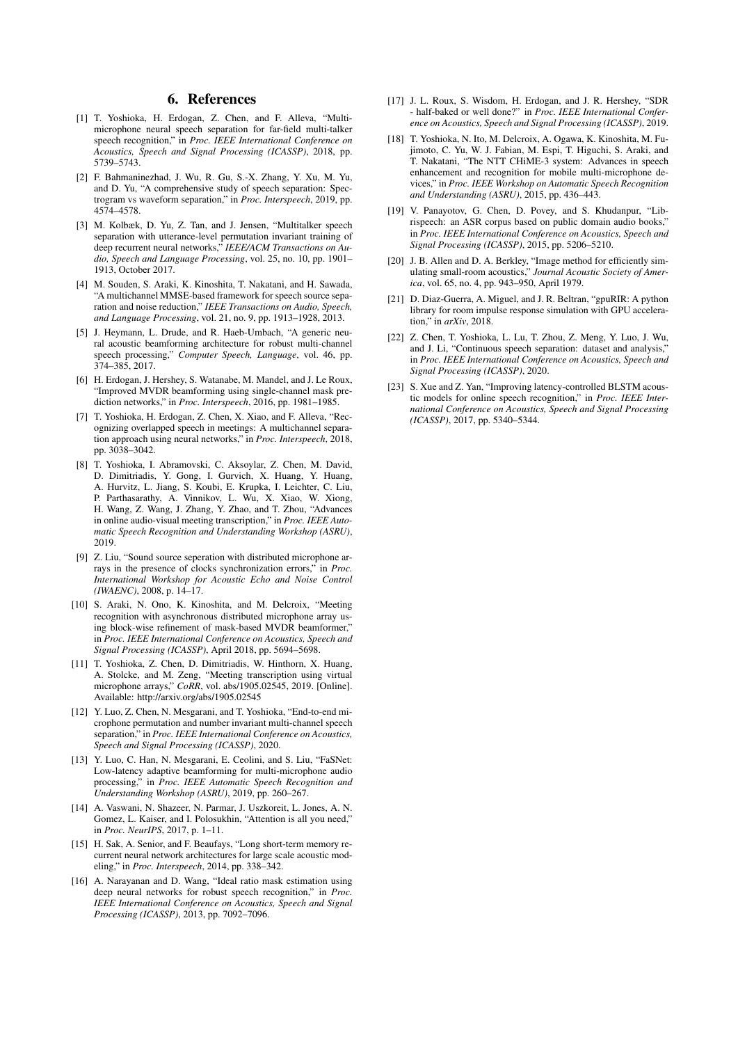## 6. References

[1] T. Yoshioka, H. Erdogan, Z. Chen, and F. Alleva, "Multi-microphone neural speech separation for far-field multi-talker speech recognition," in *Proc. IEEE International Conference on Acoustics, Speech and Signal Processing (ICASSP)*, 2018, pp. 5739–5743.

[2] F. Bahmaninezhad, J. Wu, R. Gu, S.-X. Zhang, Y. Xu, M. Yu, and D. Yu, "A comprehensive study of speech separation: Spectrogram vs waveform separation," in *Proc. Interspeech*, 2019, pp. 4574–4578.

[3] M. Kolbæk, D. Yu, Z. Tan, and J. Jensen, "Multitalker speech separation with utterance-level permutation invariant training of deep recurrent neural networks," *IEEE/ACM Transactions on Audio, Speech and Language Processing*, vol. 25, no. 10, pp. 1901–1913, October 2017.

[4] M. Souden, S. Araki, K. Kinoshita, T. Nakatani, and H. Sawada, "A multichannel MMSE-based framework for speech source separation and noise reduction," *IEEE Transactions on Audio, Speech, and Language Processing*, vol. 21, no. 9, pp. 1913–1928, 2013.

[5] J. Heymann, L. Drude, and R. Haeb-Umbach, "A generic neural acoustic beamforming architecture for robust multi-channel speech processing," *Computer Speech, Language*, vol. 46, pp. 374–385, 2017.

[6] H. Erdogan, J. Hershey, S. Watanabe, M. Mandel, and J. Le Roux, "Improved MVDR beamforming using single-channel mask prediction networks," in *Proc. Interspeech*, 2016, pp. 1981–1985.

[7] T. Yoshioka, H. Erdogan, Z. Chen, X. Xiao, and F. Alleva, "Recognizing overlapped speech in meetings: A multichannel separation approach using neural networks," in *Proc. Interspeech*, 2018, pp. 3038–3042.

[8] T. Yoshioka, I. Abramovski, C. Aksoylar, Z. Chen, M. David, D. Dimitriadis, Y. Gong, I. Gurvich, X. Huang, Y. Huang, A. Hurvitz, L. Jiang, S. Koubi, E. Krupka, I. Leichter, C. Liu, P. Parthasarathy, A. Vinnikov, L. Wu, X. Xiao, W. Xiong, H. Wang, Z. Wang, J. Zhang, Y. Zhao, and T. Zhou, "Advances in online audio-visual meeting transcription," in *Proc. IEEE Automatic Speech Recognition and Understanding Workshop (ASRU)*, 2019.

[9] Z. Liu, "Sound source seperation with distributed microphone arrays in the presence of clocks synchronization errors," in *Proc. International Workshop for Acoustic Echo and Noise Control (IWAENC)*, 2008, p. 14–17.

[10] S. Araki, N. Ono, K. Kinoshita, and M. Delcroix, "Meeting recognition with asynchronous distributed microphone array using block-wise refinement of mask-based MVDR beamformer," in *Proc. IEEE International Conference on Acoustics, Speech and Signal Processing (ICASSP)*, April 2018, pp. 5694–5698.

[11] T. Yoshioka, Z. Chen, D. Dimitriadis, W. Hinthorn, X. Huang, A. Stolcke, and M. Zeng, "Meeting transcription using virtual microphone arrays," *CoRR*, vol. abs/1905.02545, 2019. [Online]. Available: http://arxiv.org/abs/1905.02545

[12] Y. Luo, Z. Chen, N. Mesgarani, and T. Yoshioka, "End-to-end microphone permutation and number invariant multi-channel speech separation," in *Proc. IEEE International Conference on Acoustics, Speech and Signal Processing (ICASSP)*, 2020.

[13] Y. Luo, C. Han, N. Mesgarani, E. Ceolini, and S. Liu, "FaSNet: Low-latency adaptive beamforming for multi-microphone audio processing," in *Proc. IEEE Automatic Speech Recognition and Understanding Workshop (ASRU)*, 2019, pp. 260–267.

[14] A. Vaswani, N. Shazeer, N. Parmar, J. Uszkoreit, L. Jones, A. N. Gomez, L. Kaiser, and I. Polosukhin, "Attention is all you need," in *Proc. NeurIPS*, 2017, p. 1–11.

[15] H. Sak, A. Senior, and F. Beaufays, "Long short-term memory recurrent neural network architectures for large scale acoustic modeling," in *Proc. Interspeech*, 2014, pp. 338–342.

[16] A. Narayanan and D. Wang, "Ideal ratio mask estimation using deep neural networks for robust speech recognition," in *Proc. IEEE International Conference on Acoustics, Speech and Signal Processing (ICASSP)*, 2013, pp. 7092–7096.

[17] J. L. Roux, S. Wisdom, H. Erdogan, and J. R. Hershey, "SDR - half-baked or well done?" in *Proc. IEEE International Conference on Acoustics, Speech and Signal Processing (ICASSP)*, 2019.

[18] T. Yoshioka, N. Ito, M. Delcroix, A. Ogawa, K. Kinoshita, M. Fujimoto, C. Yu, W. J. Fabian, M. Espi, T. Higuchi, S. Araki, and T. Nakatani, "The NTT CHiME-3 system: Advances in speech enhancement and recognition for mobile multi-microphone devices," in *Proc. IEEE Workshop on Automatic Speech Recognition and Understanding (ASRU)*, 2015, pp. 436–443.

[19] V. Panayotov, G. Chen, D. Povey, and S. Khudanpur, "Librispeech: an ASR corpus based on public domain audio books," in *Proc. IEEE International Conference on Acoustics, Speech and Signal Processing (ICASSP)*, 2015, pp. 5206–5210.

[20] J. B. Allen and D. A. Berkley, "Image method for efficiently simulating small-room acoustics," *Journal Acoustic Society of America*, vol. 65, no. 4, pp. 943–950, April 1979.

[21] D. Diaz-Guerra, A. Miguel, and J. R. Beltran, "gpuRIR: A python library for room impulse response simulation with GPU acceleration," in *arXiv*, 2018.

[22] Z. Chen, T. Yoshioka, L. Lu, T. Zhou, Z. Meng, Y. Luo, J. Wu, and J. Li, "Continuous speech separation: dataset and analysis," in *Proc. IEEE International Conference on Acoustics, Speech and Signal Processing (ICASSP)*, 2020.

[23] S. Xue and Z. Yan, "Improving latency-controlled BLSTM acoustic models for online speech recognition," in *Proc. IEEE International Conference on Acoustics, Speech and Signal Processing (ICASSP)*, 2017, pp. 5340–5344.